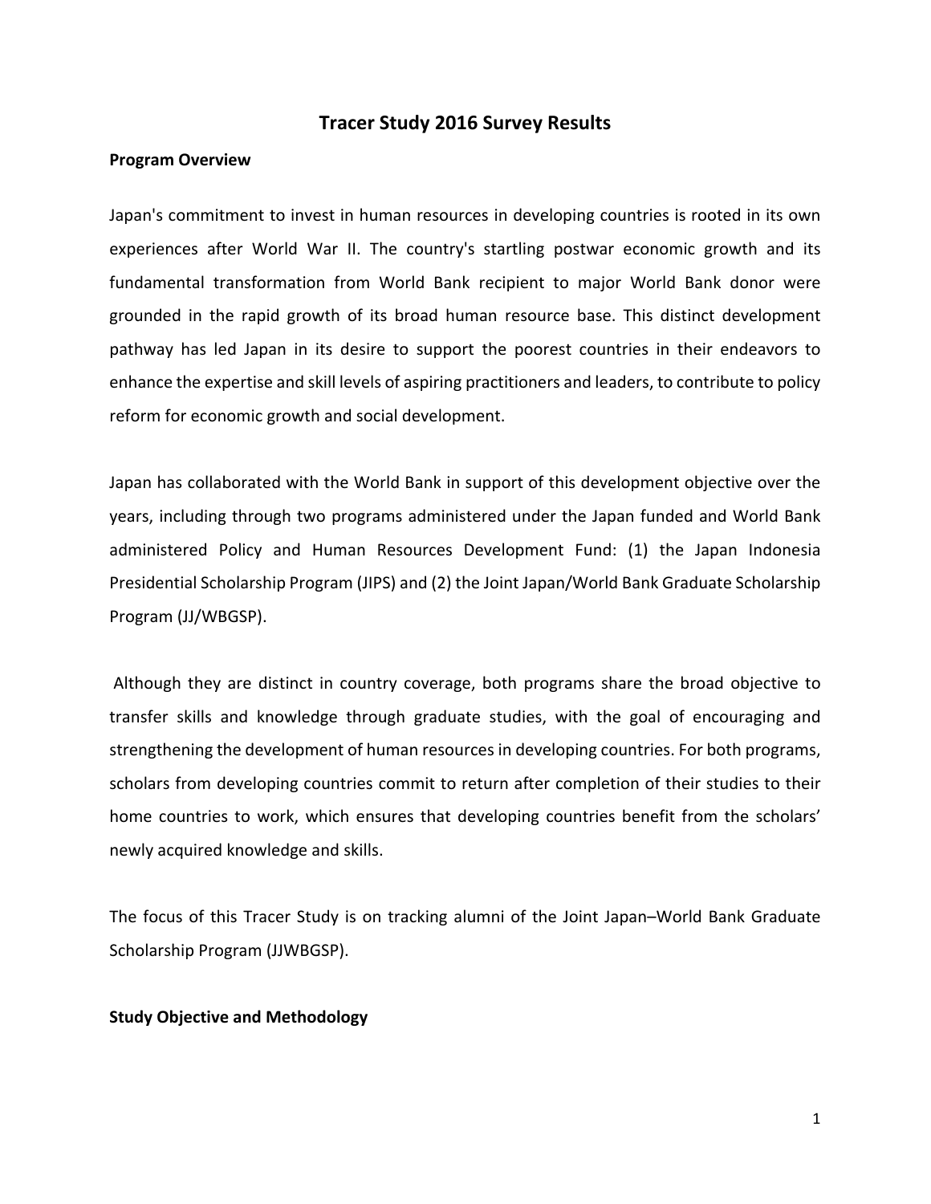# Tracer Study 2016 Survey Results

## Program Overview

Japan's commitment to invest in human resources in developing countries is rooted in its own experiences after World War II. The country's startling postwar economic growth and its fundamental transformation from World Bank recipient to major World Bank donor were grounded in the rapid growth of its broad human resource base. This distinct development pathway has led Japan in its desire to support the poorest countries in their endeavors to enhance the expertise and skill levels of aspiring practitioners and leaders, to contribute to policy reform for economic growth and social development.

Japan has collaborated with the World Bank in support of this development objective over the years, including through two programs administered under the Japan funded and World Bank administered Policy and Human Resources Development Fund: (1) the Japan Indonesia Presidential Scholarship Program (JIPS) and (2) the Joint Japan/World Bank Graduate Scholarship Program (JJ/WBGSP).

Although they are distinct in country coverage, both programs share the broad objective to transfer skills and knowledge through graduate studies, with the goal of encouraging and strengthening the development of human resources in developing countries. For both programs, scholars from developing countries commit to return after completion of their studies to their home countries to work, which ensures that developing countries benefit from the scholars' newly acquired knowledge and skills.

The focus of this Tracer Study is on tracking alumni of the Joint Japan–World Bank Graduate Scholarship Program (JJWBGSP).

## Study Objective and Methodology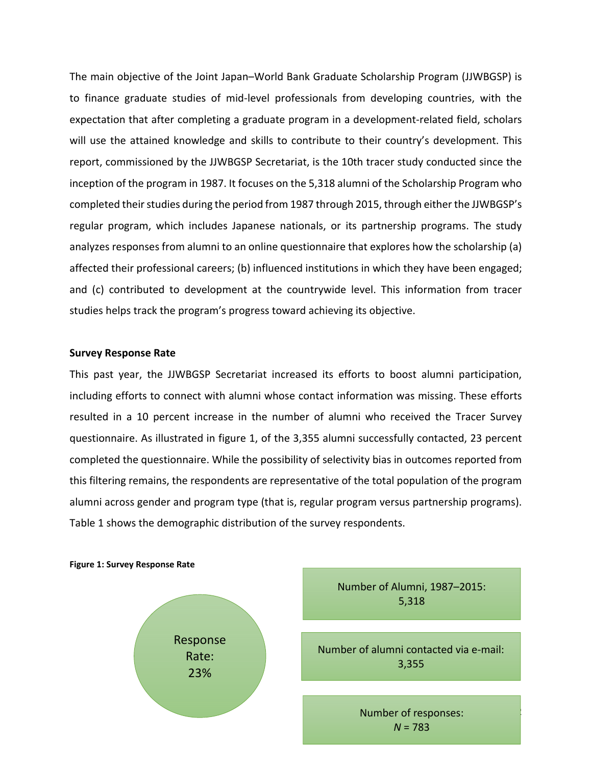The main objective of the Joint Japan–World Bank Graduate Scholarship Program (JJWBGSP) is to finance graduate studies of mid-level professionals from developing countries, with the expectation that after completing a graduate program in a development-related field, scholars will use the attained knowledge and skills to contribute to their country's development. This report, commissioned by the JJWBGSP Secretariat, is the 10th tracer study conducted since the inception of the program in 1987. It focuses on the 5,318 alumni of the Scholarship Program who completed their studies during the period from 1987 through 2015, through either the JJWBGSP's regular program, which includes Japanese nationals, or its partnership programs. The study analyzes responses from alumni to an online questionnaire that explores how the scholarship (a) affected their professional careers; (b) influenced institutions in which they have been engaged; and (c) contributed to development at the countrywide level. This information from tracer studies helps track the program's progress toward achieving its objective.

**Survey Response Rate**

This past year, the JJWBGSP Secretariat increased its efforts to boost alumni participation, including efforts to connect with alumni whose contact information was missing. These efforts resulted in a 10 percent increase in the number of alumni who received the Tracer Survey questionnaire. As illustrated in figure 1, of the 3,355 alumni successfully contacted, 23 percent completed the questionnaire. While the possibility of selectivity bias in outcomes reported from this filtering remains, the respondents are representative of the total population of the program alumni across gender and program type (that is, regular program versus partnership programs). Table 1 shows the demographic distribution of the survey respondents.

**Figure 1: Survey Response Rate**

Response Rate: 23%

Number of Alumni, 1987–2015: 5,318

Number of alumni contacted via e-mail: 3,355

Number of responses: *N* = 783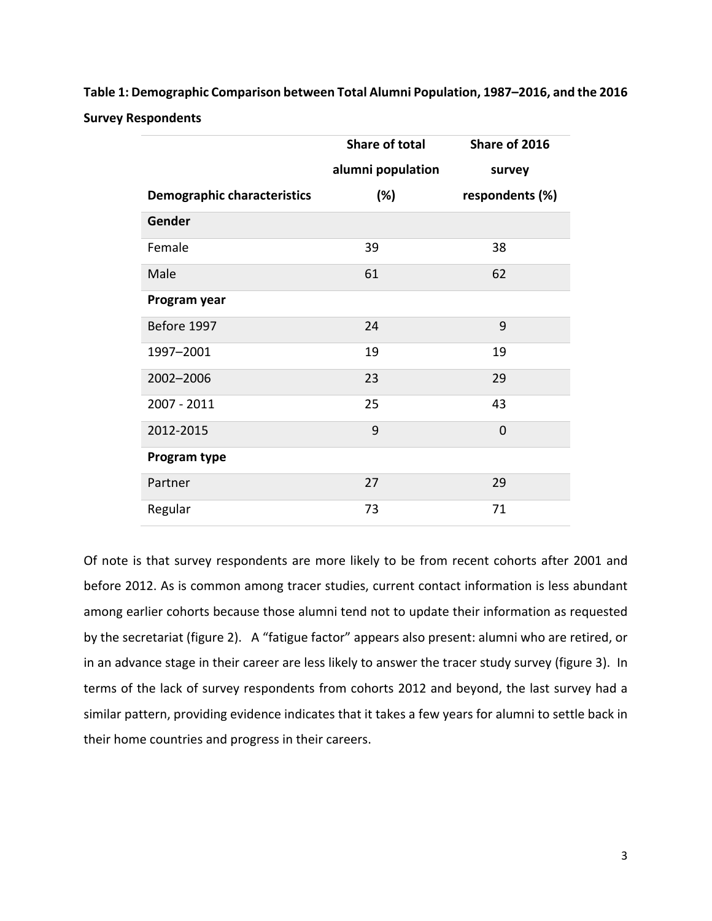**Table 1: Demographic Comparison between Total Alumni Population, 1987–2016, and the 2016 Survey Respondents**

| Demographic characteristics | Share of total alumni population (%) | Share of 2016 survey respondents (%) |
|---|---|---|
| **Gender** | | |
| Female | 39 | 38 |
| Male | 61 | 62 |
| **Program year** | | |
| Before 1997 | 24 | 9 |
| 1997–2001 | 19 | 19 |
| 2002–2006 | 23 | 29 |
| 2007 - 2011 | 25 | 43 |
| 2012-2015 | 9 | 0 |
| **Program type** | | |
| Partner | 27 | 29 |
| Regular | 73 | 71 |

Of note is that survey respondents are more likely to be from recent cohorts after 2001 and before 2012. As is common among tracer studies, current contact information is less abundant among earlier cohorts because those alumni tend not to update their information as requested by the secretariat (figure 2). A "fatigue factor" appears also present: alumni who are retired, or in an advance stage in their career are less likely to answer the tracer study survey (figure 3). In terms of the lack of survey respondents from cohorts 2012 and beyond, the last survey had a similar pattern, providing evidence indicates that it takes a few years for alumni to settle back in their home countries and progress in their careers.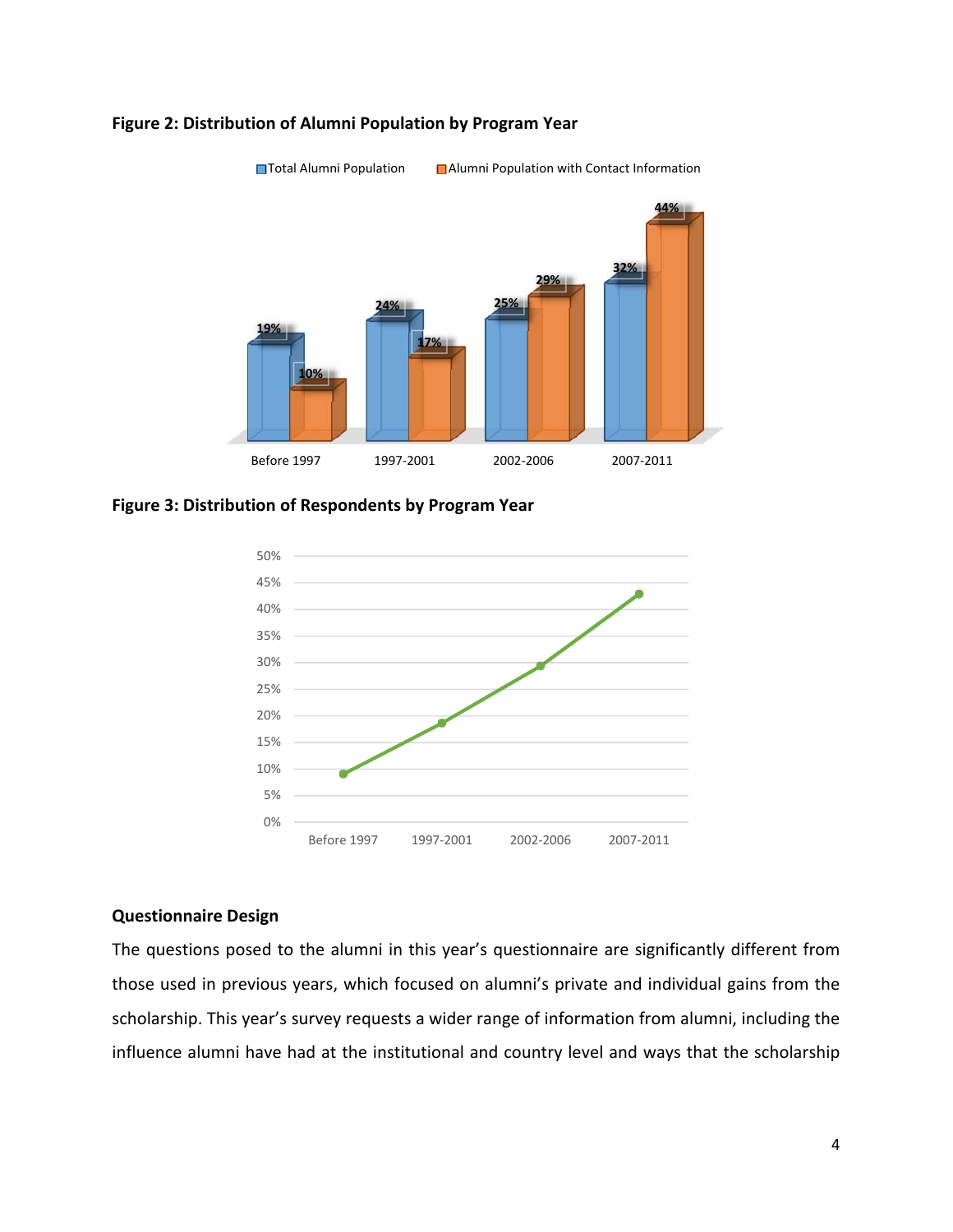**Figure 2: Distribution of Alumni Population by Program Year**

| | Total Alumni Population | Alumni Population with Contact Information |
|---|---|---|
| Before 1997 | 19% | 10% |
| 1997-2001 | 24% | 17% |
| 2002-2006 | 25% | 29% |
| 2007-2011 | 32% | 44% |

**Figure 3: Distribution of Respondents by Program Year**

### Questionnaire Design

The questions posed to the alumni in this year's questionnaire are significantly different from those used in previous years, which focused on alumni's private and individual gains from the scholarship. This year's survey requests a wider range of information from alumni, including the influence alumni have had at the institutional and country level and ways that the scholarship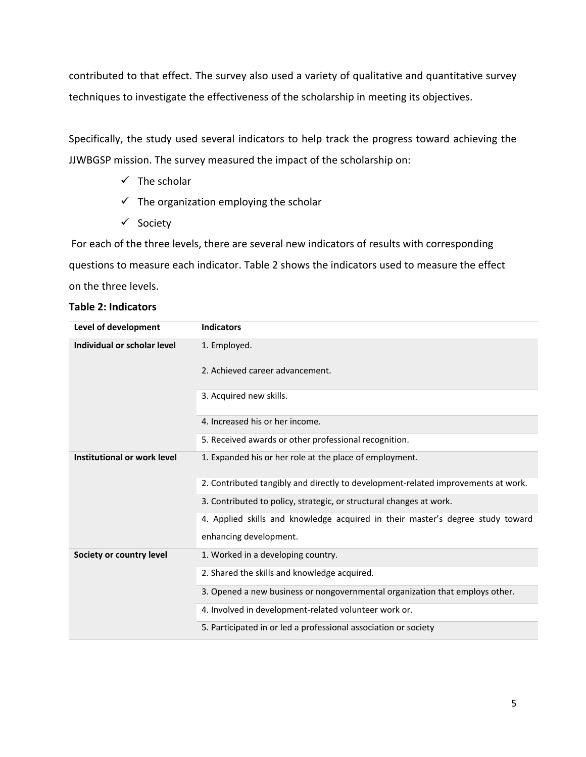contributed to that effect. The survey also used a variety of qualitative and quantitative survey techniques to investigate the effectiveness of the scholarship in meeting its objectives.

Specifically, the study used several indicators to help track the progress toward achieving the JJWBGSP mission. The survey measured the impact of the scholarship on:

- ✓ The scholar
- ✓ The organization employing the scholar
- ✓ Society

For each of the three levels, there are several new indicators of results with corresponding questions to measure each indicator. Table 2 shows the indicators used to measure the effect on the three levels.

**Table 2: Indicators**

| Level of development | Indicators |
|---|---|
| **Individual or scholar level** | 1. Employed. |
| | 2. Achieved career advancement. |
| | 3. Acquired new skills. |
| | 4. Increased his or her income. |
| | 5. Received awards or other professional recognition. |
| **Institutional or work level** | 1. Expanded his or her role at the place of employment. |
| | 2. Contributed tangibly and directly to development-related improvements at work. |
| | 3. Contributed to policy, strategic, or structural changes at work. |
| | 4. Applied skills and knowledge acquired in their master's degree study toward enhancing development. |
| **Society or country level** | 1. Worked in a developing country. |
| | 2. Shared the skills and knowledge acquired. |
| | 3. Opened a new business or nongovernmental organization that employs other. |
| | 4. Involved in development-related volunteer work or. |
| | 5. Participated in or led a professional association or society |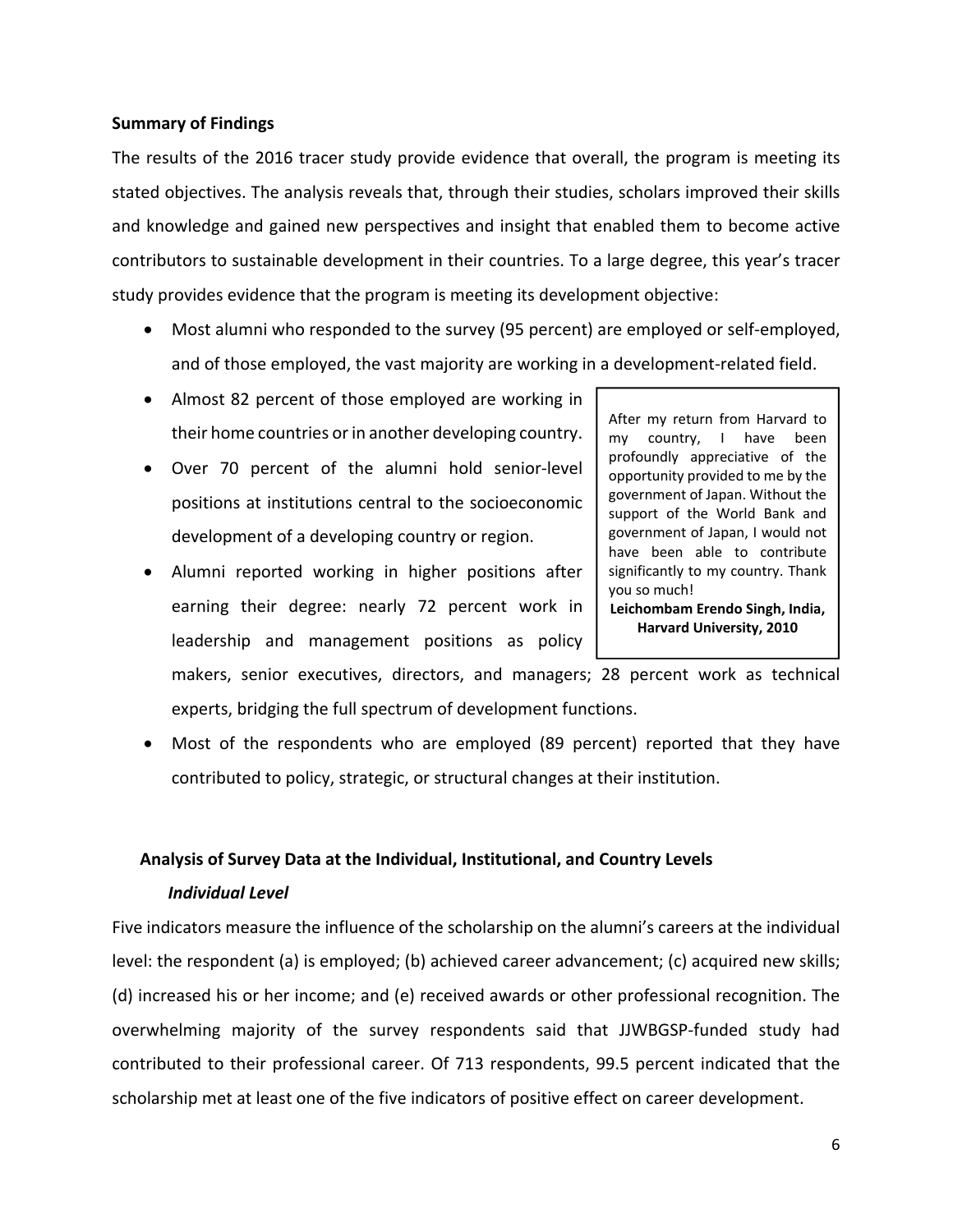## Summary of Findings

The results of the 2016 tracer study provide evidence that overall, the program is meeting its stated objectives. The analysis reveals that, through their studies, scholars improved their skills and knowledge and gained new perspectives and insight that enabled them to become active contributors to sustainable development in their countries. To a large degree, this year's tracer study provides evidence that the program is meeting its development objective:

- Most alumni who responded to the survey (95 percent) are employed or self-employed, and of those employed, the vast majority are working in a development-related field.
- Almost 82 percent of those employed are working in their home countries or in another developing country.
- Over 70 percent of the alumni hold senior-level positions at institutions central to the socioeconomic development of a developing country or region.
- Alumni reported working in higher positions after earning their degree: nearly 72 percent work in leadership and management positions as policy makers, senior executives, directors, and managers; 28 percent work as technical experts, bridging the full spectrum of development functions.
- Most of the respondents who are employed (89 percent) reported that they have contributed to policy, strategic, or structural changes at their institution.

> After my return from Harvard to my country, I have been profoundly appreciative of the opportunity provided to me by the government of Japan. Without the support of the World Bank and government of Japan, I would not have been able to contribute significantly to my country. Thank you so much!
>
> **Leichombam Erendo Singh, India, Harvard University, 2010**

### Analysis of Survey Data at the Individual, Institutional, and Country Levels

#### *Individual Level*

Five indicators measure the influence of the scholarship on the alumni's careers at the individual level: the respondent (a) is employed; (b) achieved career advancement; (c) acquired new skills; (d) increased his or her income; and (e) received awards or other professional recognition. The overwhelming majority of the survey respondents said that JJWBGSP-funded study had contributed to their professional career. Of 713 respondents, 99.5 percent indicated that the scholarship met at least one of the five indicators of positive effect on career development.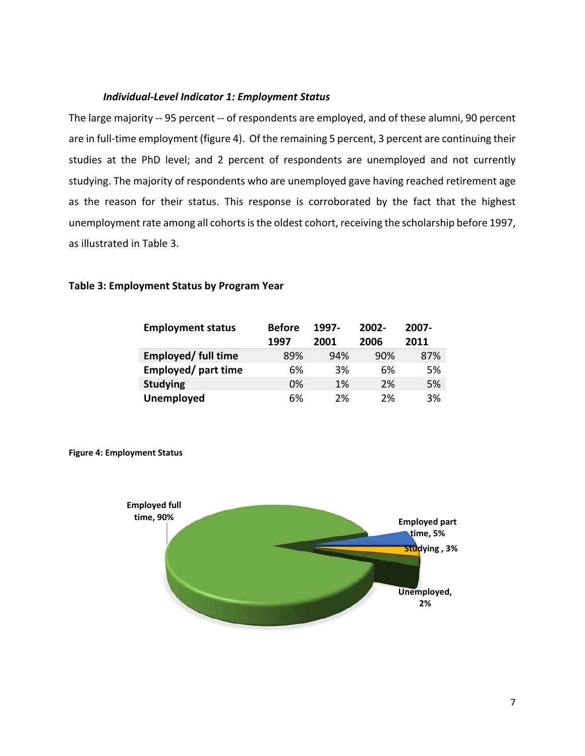### *Individual-Level Indicator 1: Employment Status*

The large majority -- 95 percent -- of respondents are employed, and of these alumni, 90 percent are in full-time employment (figure 4). Of the remaining 5 percent, 3 percent are continuing their studies at the PhD level; and 2 percent of respondents are unemployed and not currently studying. The majority of respondents who are unemployed gave having reached retirement age as the reason for their status. This response is corroborated by the fact that the highest unemployment rate among all cohorts is the oldest cohort, receiving the scholarship before 1997, as illustrated in Table 3.

**Table 3: Employment Status by Program Year**

| Employment status | Before 1997 | 1997-2001 | 2002-2006 | 2007-2011 |
|---|---|---|---|---|
| **Employed/ full time** | 89% | 94% | 90% | 87% |
| **Employed/ part time** | 6% | 3% | 6% | 5% |
| **Studying** | 0% | 1% | 2% | 5% |
| **Unemployed** | 6% | 2% | 2% | 3% |

**Figure 4: Employment Status**

Employed full time, 90%

Employed part time, 5%

Studying , 3%

Unemployed, 2%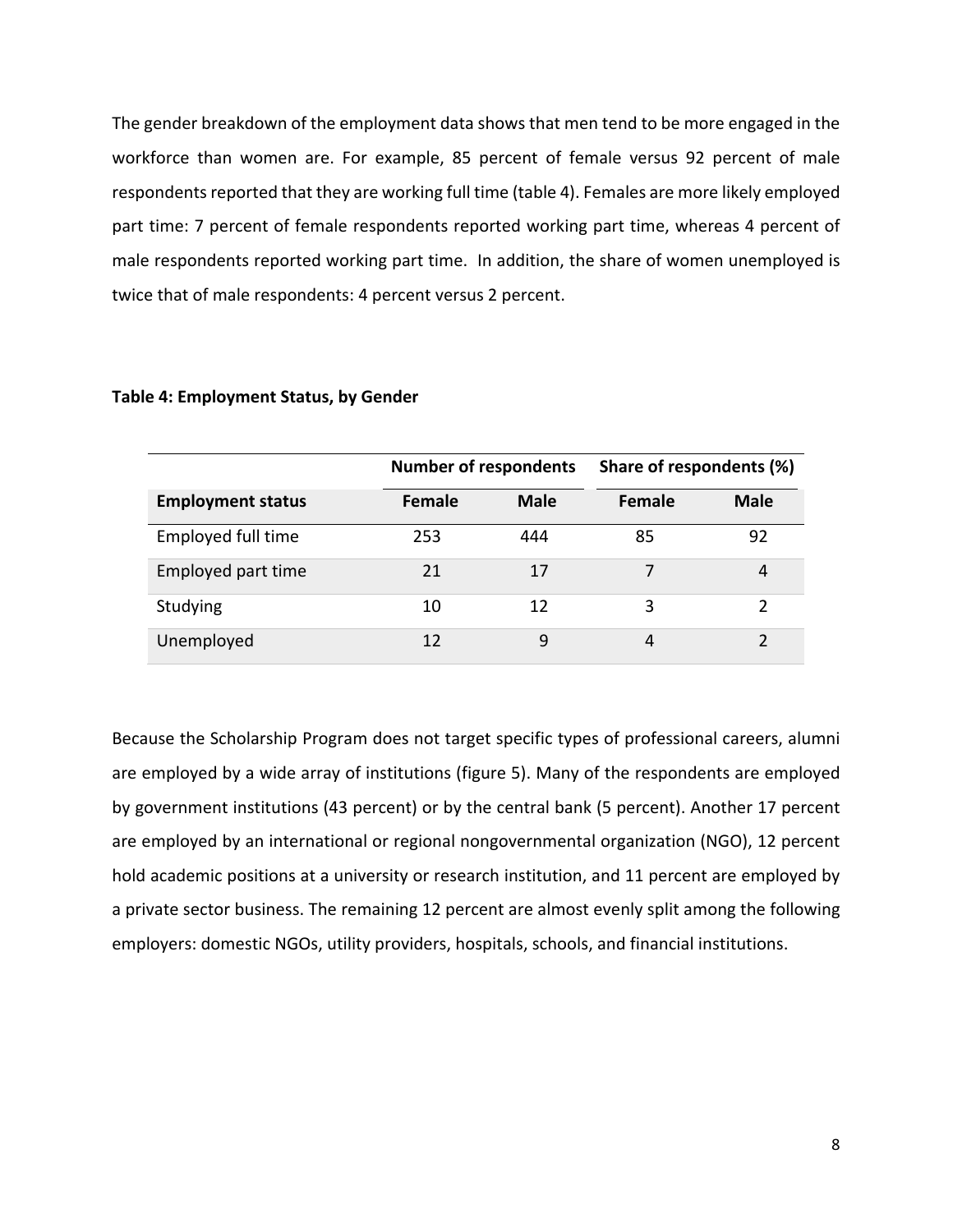The gender breakdown of the employment data shows that men tend to be more engaged in the workforce than women are. For example, 85 percent of female versus 92 percent of male respondents reported that they are working full time (table 4). Females are more likely employed part time: 7 percent of female respondents reported working part time, whereas 4 percent of male respondents reported working part time. In addition, the share of women unemployed is twice that of male respondents: 4 percent versus 2 percent.

**Table 4: Employment Status, by Gender**

| | Number of respondents | | Share of respondents (%) | |
|---|---|---|---|---|
| **Employment status** | **Female** | **Male** | **Female** | **Male** |
| Employed full time | 253 | 444 | 85 | 92 |
| Employed part time | 21 | 17 | 7 | 4 |
| Studying | 10 | 12 | 3 | 2 |
| Unemployed | 12 | 9 | 4 | 2 |

Because the Scholarship Program does not target specific types of professional careers, alumni are employed by a wide array of institutions (figure 5). Many of the respondents are employed by government institutions (43 percent) or by the central bank (5 percent). Another 17 percent are employed by an international or regional nongovernmental organization (NGO), 12 percent hold academic positions at a university or research institution, and 11 percent are employed by a private sector business. The remaining 12 percent are almost evenly split among the following employers: domestic NGOs, utility providers, hospitals, schools, and financial institutions.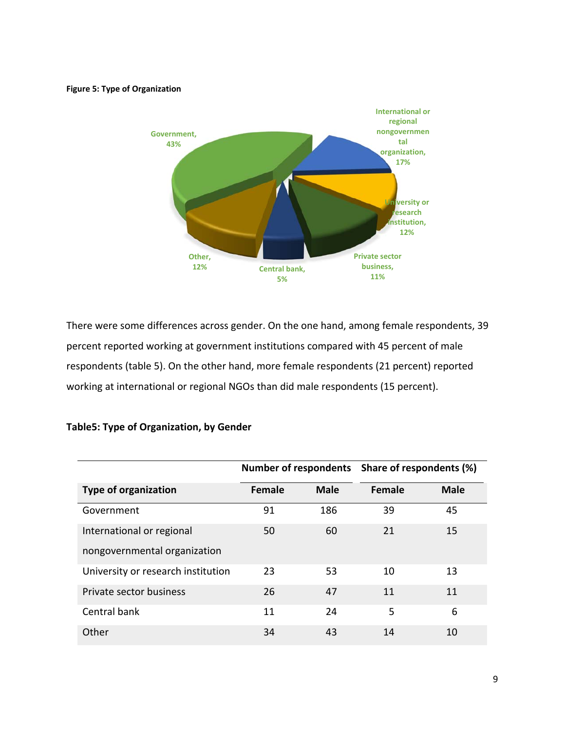**Figure 5: Type of Organization**

Government, 43%

International or regional nongovernmental organization, 17%

University or research institution, 12%

Private sector business, 11%

Central bank, 5%

Other, 12%

There were some differences across gender. On the one hand, among female respondents, 39 percent reported working at government institutions compared with 45 percent of male respondents (table 5). On the other hand, more female respondents (21 percent) reported working at international or regional NGOs than did male respondents (15 percent).

**Table5: Type of Organization, by Gender**

| | Number of respondents | | Share of respondents (%) | |
|---|---|---|---|---|
| **Type of organization** | **Female** | **Male** | **Female** | **Male** |
| Government | 91 | 186 | 39 | 45 |
| International or regional nongovernmental organization | 50 | 60 | 21 | 15 |
| University or research institution | 23 | 53 | 10 | 13 |
| Private sector business | 26 | 47 | 11 | 11 |
| Central bank | 11 | 24 | 5 | 6 |
| Other | 34 | 43 | 14 | 10 |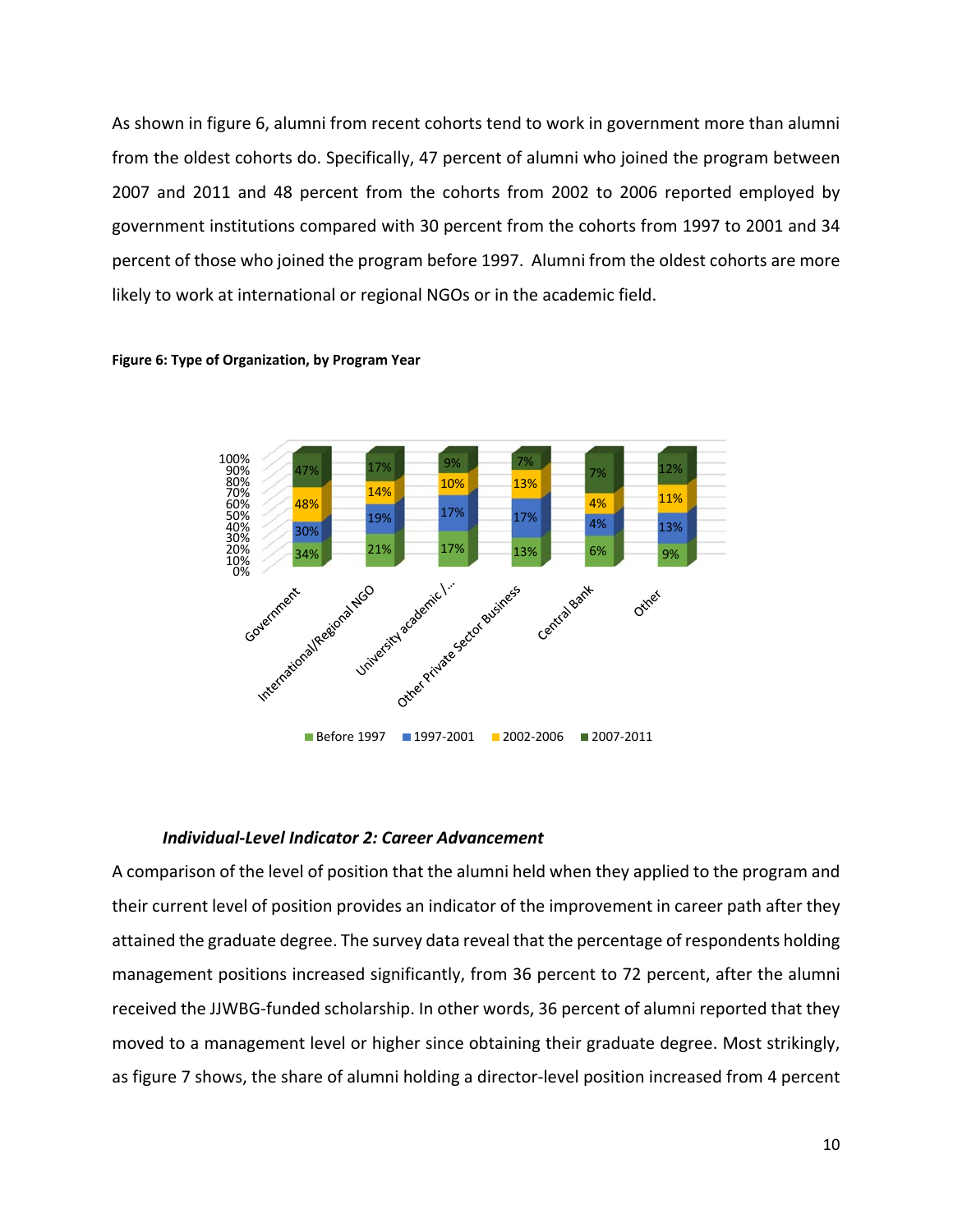As shown in figure 6, alumni from recent cohorts tend to work in government more than alumni from the oldest cohorts do. Specifically, 47 percent of alumni who joined the program between 2007 and 2011 and 48 percent from the cohorts from 2002 to 2006 reported employed by government institutions compared with 30 percent from the cohorts from 1997 to 2001 and 34 percent of those who joined the program before 1997. Alumni from the oldest cohorts are more likely to work at international or regional NGOs or in the academic field.

**Figure 6: Type of Organization, by Program Year**

| | Before 1997 | 1997-2001 | 2002-2006 | 2007-2011 |
|---|---|---|---|---|
| Government | 34% | 30% | 48% | 47% |
| International/Regional NGO | 21% | 19% | 14% | 17% |
| University academic /... | 17% | 17% | 10% | 9% |
| Other Private Sector Business | 13% | 17% | 13% | 7% |
| Central Bank | 6% | 4% | 4% | 7% |
| Other | 9% | 13% | 11% | 12% |

### *Individual-Level Indicator 2: Career Advancement*

A comparison of the level of position that the alumni held when they applied to the program and their current level of position provides an indicator of the improvement in career path after they attained the graduate degree. The survey data reveal that the percentage of respondents holding management positions increased significantly, from 36 percent to 72 percent, after the alumni received the JJWBG-funded scholarship. In other words, 36 percent of alumni reported that they moved to a management level or higher since obtaining their graduate degree. Most strikingly, as figure 7 shows, the share of alumni holding a director-level position increased from 4 percent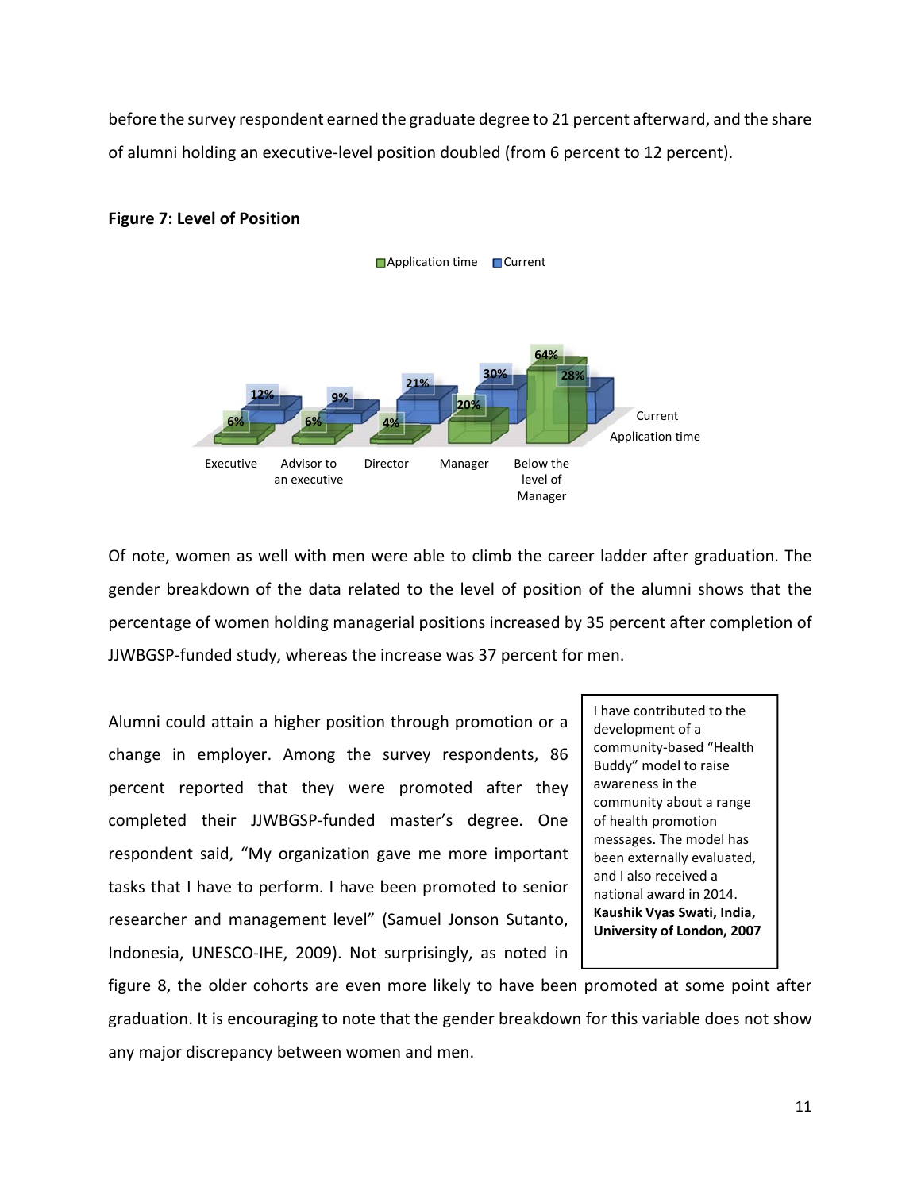before the survey respondent earned the graduate degree to 21 percent afterward, and the share of alumni holding an executive-level position doubled (from 6 percent to 12 percent).

**Figure 7: Level of Position**

| | Executive | Advisor to an executive | Director | Manager | Below the level of Manager |
|---|---|---|---|---|---|
| Application time | 6% | 6% | 4% | 20% | 64% |
| Current | 12% | 9% | 21% | 30% | 28% |

Of note, women as well with men were able to climb the career ladder after graduation. The gender breakdown of the data related to the level of position of the alumni shows that the percentage of women holding managerial positions increased by 35 percent after completion of JJWBGSP-funded study, whereas the increase was 37 percent for men.

Alumni could attain a higher position through promotion or a change in employer. Among the survey respondents, 86 percent reported that they were promoted after they completed their JJWBGSP-funded master's degree. One respondent said, "My organization gave me more important tasks that I have to perform. I have been promoted to senior researcher and management level" (Samuel Jonson Sutanto, Indonesia, UNESCO-IHE, 2009). Not surprisingly, as noted in figure 8, the older cohorts are even more likely to have been promoted at some point after graduation. It is encouraging to note that the gender breakdown for this variable does not show any major discrepancy between women and men.

> I have contributed to the development of a community-based "Health Buddy" model to raise awareness in the community about a range of health promotion messages. The model has been externally evaluated, and I also received a national award in 2014.
> **Kaushik Vyas Swati, India, University of London, 2007**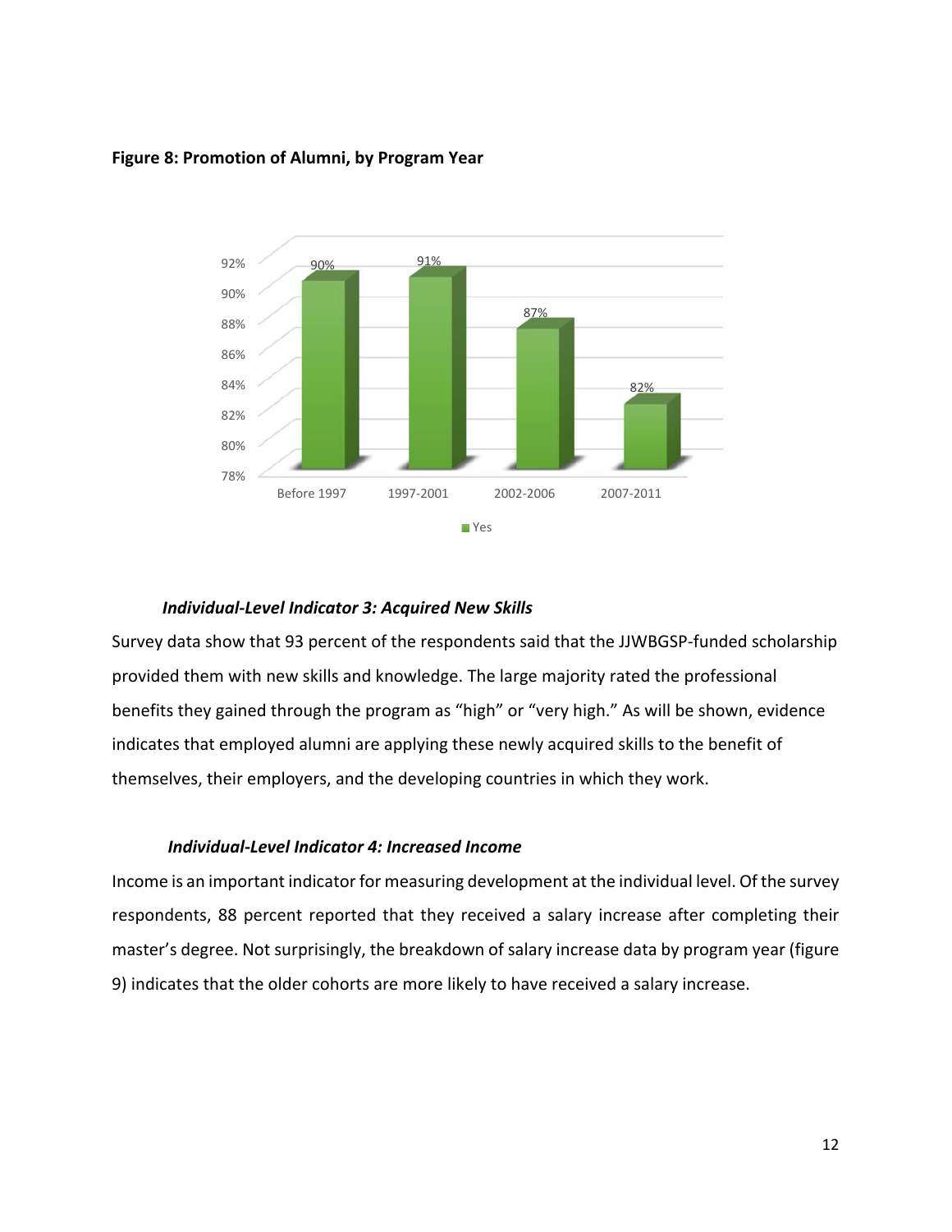**Figure 8: Promotion of Alumni, by Program Year**

| | Before 1997 | 1997-2001 | 2002-2006 | 2007-2011 |
|---|---|---|---|---|
| Yes | 90% | 91% | 87% | 82% |

***Individual-Level Indicator 3: Acquired New Skills***

Survey data show that 93 percent of the respondents said that the JJWBGSP-funded scholarship provided them with new skills and knowledge. The large majority rated the professional benefits they gained through the program as "high" or "very high." As will be shown, evidence indicates that employed alumni are applying these newly acquired skills to the benefit of themselves, their employers, and the developing countries in which they work.

***Individual-Level Indicator 4: Increased Income***

Income is an important indicator for measuring development at the individual level. Of the survey respondents, 88 percent reported that they received a salary increase after completing their master's degree. Not surprisingly, the breakdown of salary increase data by program year (figure 9) indicates that the older cohorts are more likely to have received a salary increase.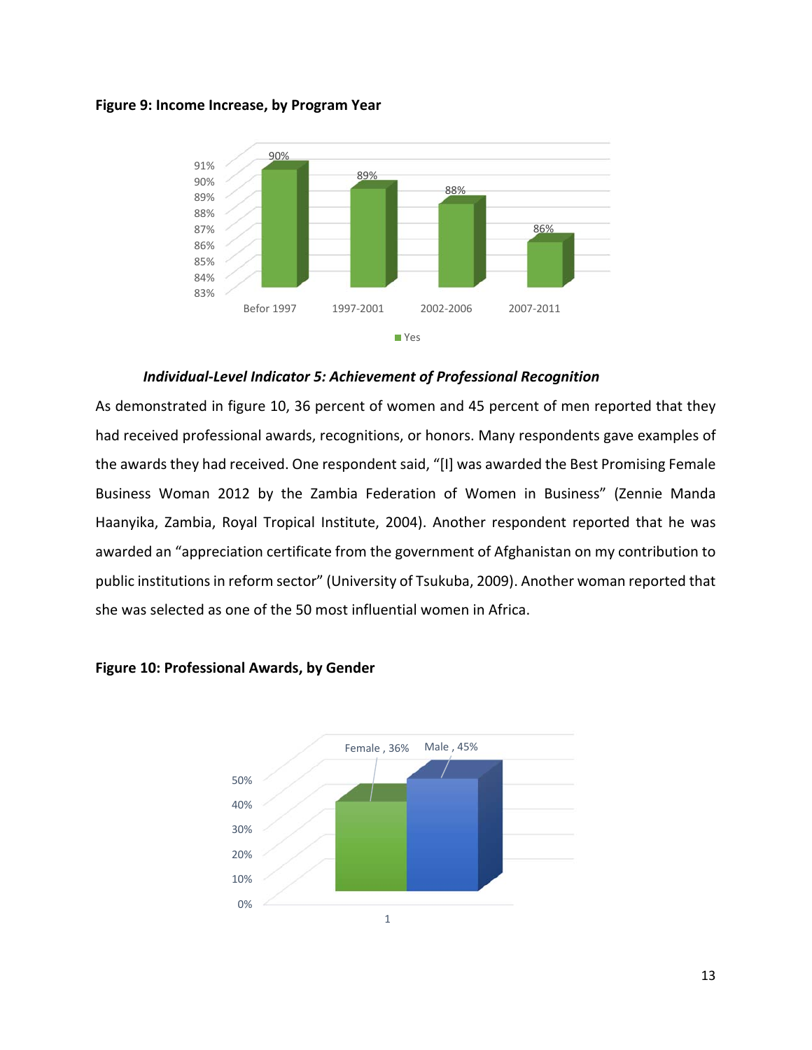**Figure 9: Income Increase, by Program Year**

| | Befor 1997 | 1997-2001 | 2002-2006 | 2007-2011 |
|---|---|---|---|---|
| Yes | 90% | 89% | 88% | 86% |

### *Individual-Level Indicator 5: Achievement of Professional Recognition*

As demonstrated in figure 10, 36 percent of women and 45 percent of men reported that they had received professional awards, recognitions, or honors. Many respondents gave examples of the awards they had received. One respondent said, "[I] was awarded the Best Promising Female Business Woman 2012 by the Zambia Federation of Women in Business" (Zennie Manda Haanyika, Zambia, Royal Tropical Institute, 2004). Another respondent reported that he was awarded an "appreciation certificate from the government of Afghanistan on my contribution to public institutions in reform sector" (University of Tsukuba, 2009). Another woman reported that she was selected as one of the 50 most influential women in Africa.

**Figure 10: Professional Awards, by Gender**

| | Female | Male |
|---|---|---|
| 1 | 36% | 45% |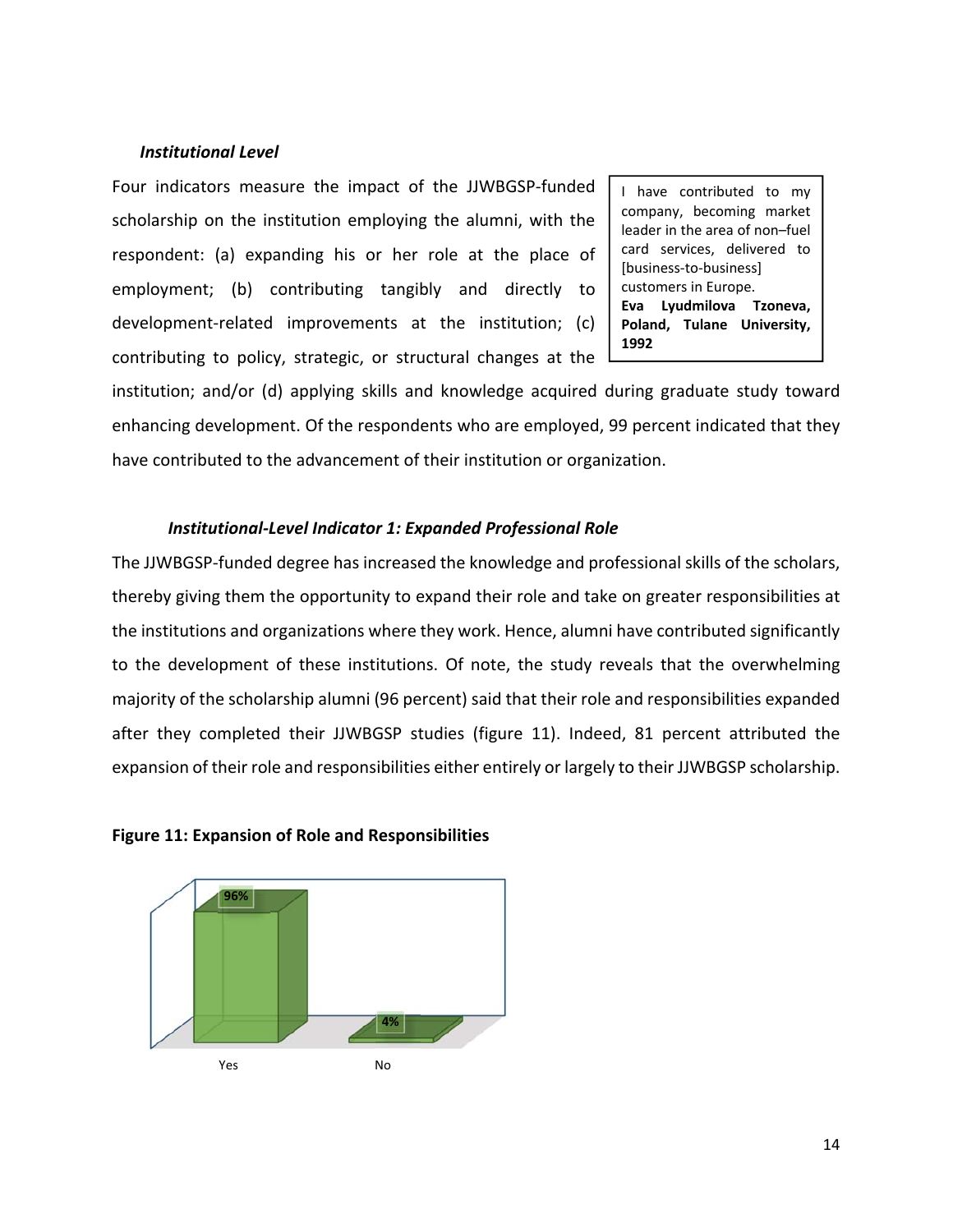### *Institutional Level*

Four indicators measure the impact of the JJWBGSP-funded scholarship on the institution employing the alumni, with the respondent: (a) expanding his or her role at the place of employment; (b) contributing tangibly and directly to development-related improvements at the institution; (c) contributing to policy, strategic, or structural changes at the institution; and/or (d) applying skills and knowledge acquired during graduate study toward enhancing development. Of the respondents who are employed, 99 percent indicated that they have contributed to the advancement of their institution or organization.

> I have contributed to my company, becoming market leader in the area of non–fuel card services, delivered to [business-to-business] customers in Europe.
> **Eva Lyudmilova Tzoneva, Poland, Tulane University, 1992**

#### *Institutional-Level Indicator 1: Expanded Professional Role*

The JJWBGSP-funded degree has increased the knowledge and professional skills of the scholars, thereby giving them the opportunity to expand their role and take on greater responsibilities at the institutions and organizations where they work. Hence, alumni have contributed significantly to the development of these institutions. Of note, the study reveals that the overwhelming majority of the scholarship alumni (96 percent) said that their role and responsibilities expanded after they completed their JJWBGSP studies (figure 11). Indeed, 81 percent attributed the expansion of their role and responsibilities either entirely or largely to their JJWBGSP scholarship.

**Figure 11: Expansion of Role and Responsibilities**

| Response | Percent |
|---|---|
| Yes | 96% |
| No | 4% |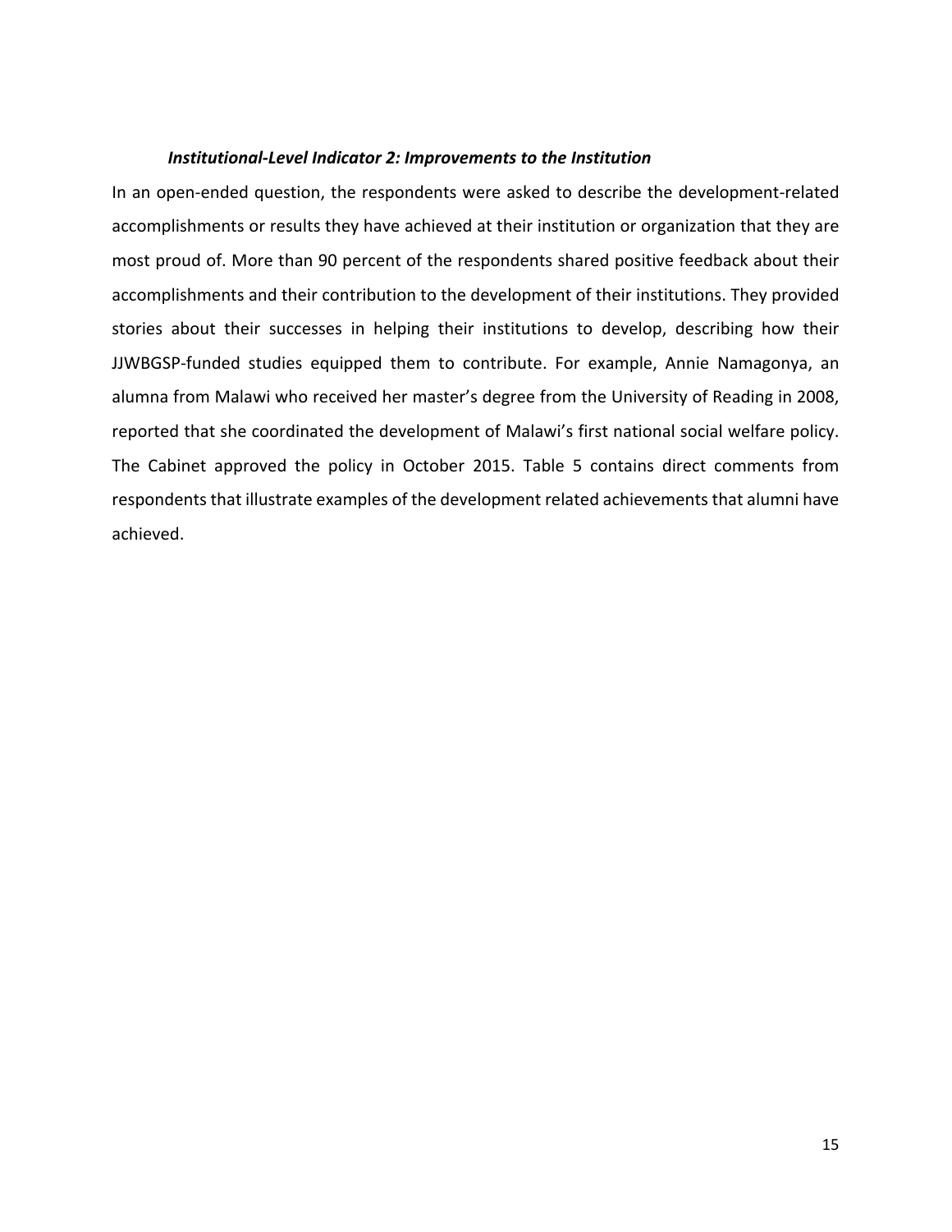### ***Institutional-Level Indicator 2: Improvements to the Institution***

In an open-ended question, the respondents were asked to describe the development-related accomplishments or results they have achieved at their institution or organization that they are most proud of. More than 90 percent of the respondents shared positive feedback about their accomplishments and their contribution to the development of their institutions. They provided stories about their successes in helping their institutions to develop, describing how their JJWBGSP-funded studies equipped them to contribute. For example, Annie Namagonya, an alumna from Malawi who received her master's degree from the University of Reading in 2008, reported that she coordinated the development of Malawi's first national social welfare policy. The Cabinet approved the policy in October 2015. Table 5 contains direct comments from respondents that illustrate examples of the development related achievements that alumni have achieved.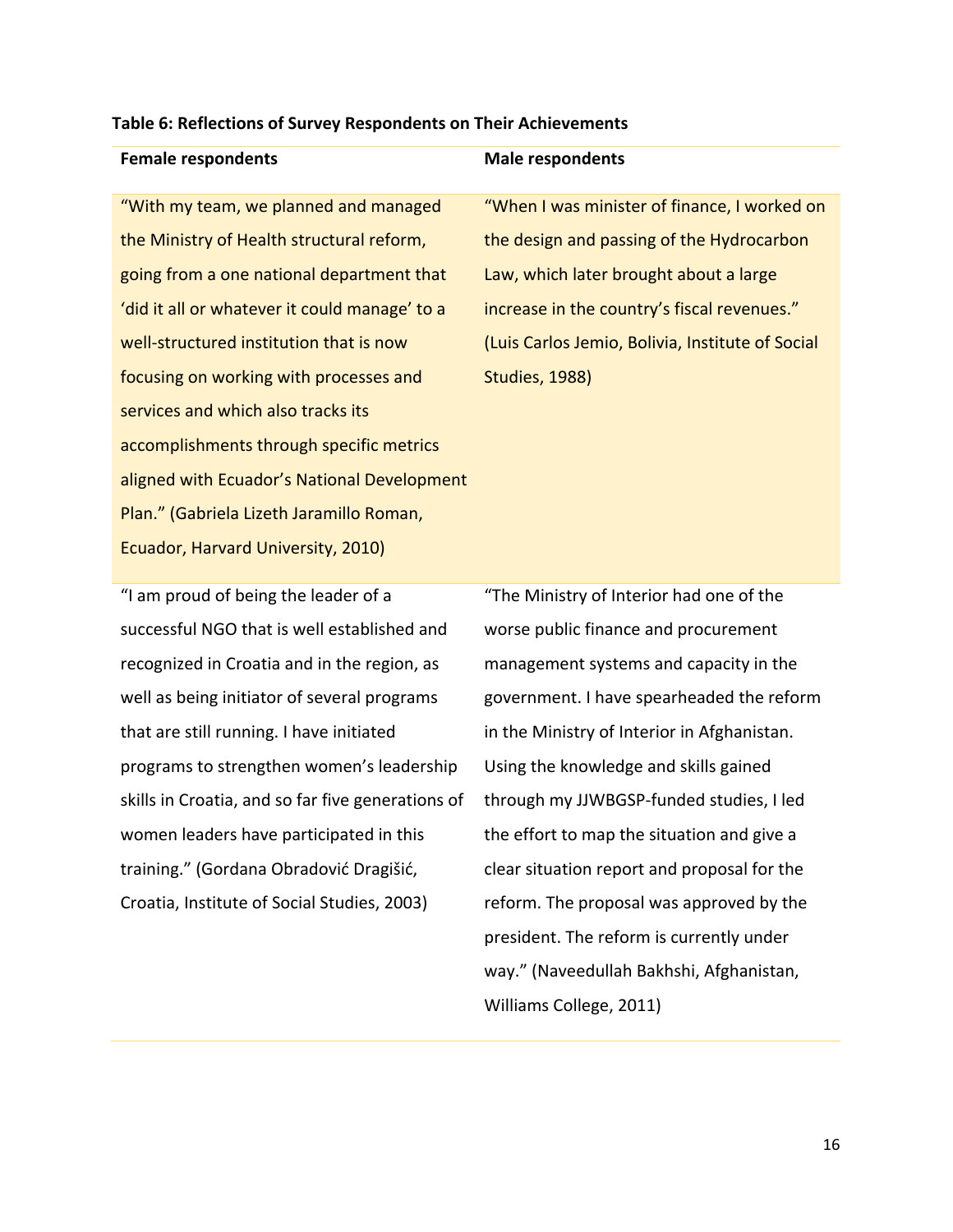**Table 6: Reflections of Survey Respondents on Their Achievements**

| Female respondents | Male respondents |
| --- | --- |
| "With my team, we planned and managed the Ministry of Health structural reform, going from a one national department that 'did it all or whatever it could manage' to a well-structured institution that is now focusing on working with processes and services and which also tracks its accomplishments through specific metrics aligned with Ecuador's National Development Plan." (Gabriela Lizeth Jaramillo Roman, Ecuador, Harvard University, 2010) | "When I was minister of finance, I worked on the design and passing of the Hydrocarbon Law, which later brought about a large increase in the country's fiscal revenues." (Luis Carlos Jemio, Bolivia, Institute of Social Studies, 1988) |
| "I am proud of being the leader of a successful NGO that is well established and recognized in Croatia and in the region, as well as being initiator of several programs that are still running. I have initiated programs to strengthen women's leadership skills in Croatia, and so far five generations of women leaders have participated in this training." (Gordana Obradović Dragišić, Croatia, Institute of Social Studies, 2003) | "The Ministry of Interior had one of the worse public finance and procurement management systems and capacity in the government. I have spearheaded the reform in the Ministry of Interior in Afghanistan. Using the knowledge and skills gained through my JJWBGSP-funded studies, I led the effort to map the situation and give a clear situation report and proposal for the reform. The proposal was approved by the president. The reform is currently under way." (Naveedullah Bakhshi, Afghanistan, Williams College, 2011) |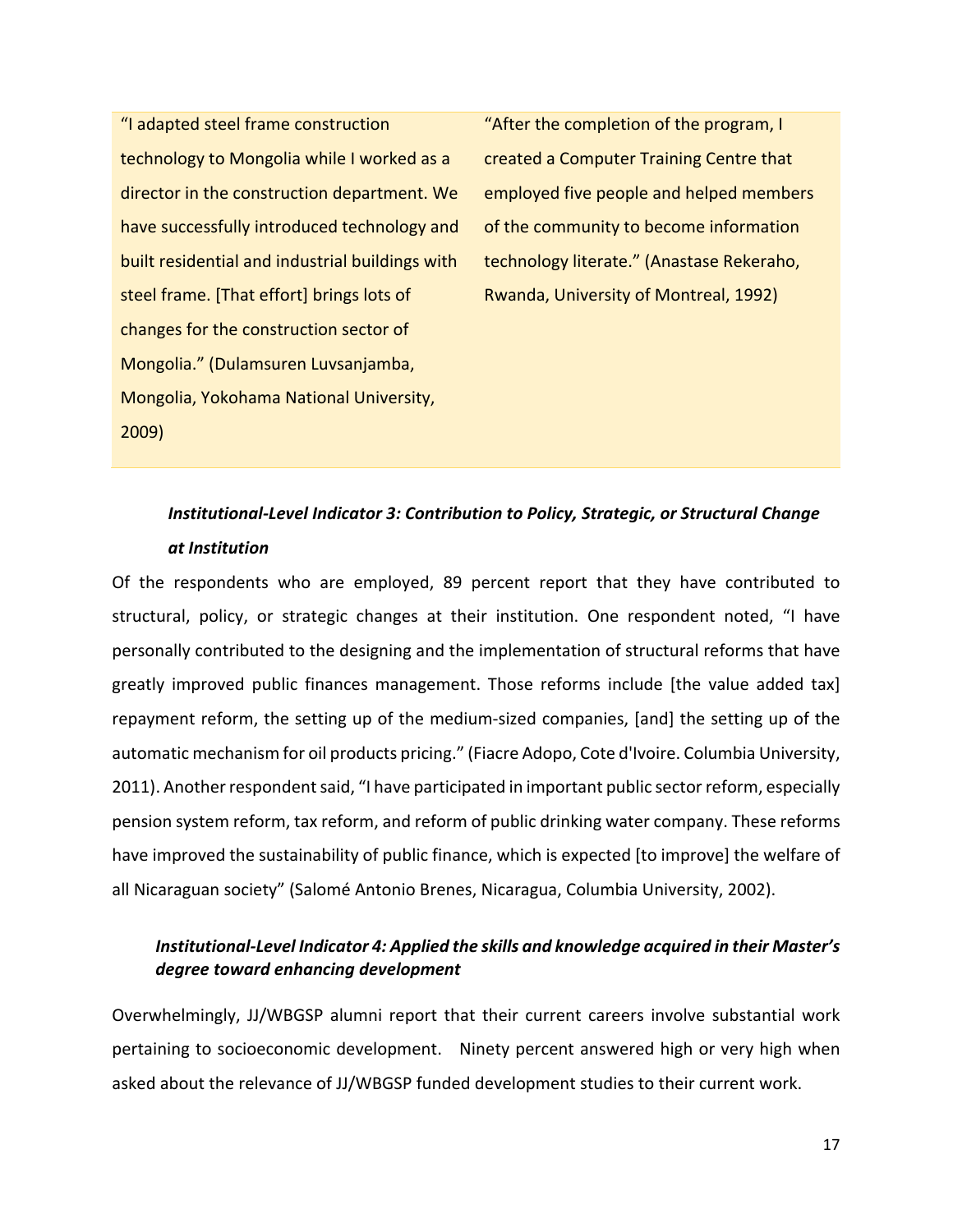“I adapted steel frame construction technology to Mongolia while I worked as a director in the construction department. We have successfully introduced technology and built residential and industrial buildings with steel frame. [That effort] brings lots of changes for the construction sector of Mongolia.” (Dulamsuren Luvsanjamba, Mongolia, Yokohama National University, 2009)

“After the completion of the program, I created a Computer Training Centre that employed five people and helped members of the community to become information technology literate.” (Anastase Rekeraho, Rwanda, University of Montreal, 1992)

### *Institutional-Level Indicator 3: Contribution to Policy, Strategic, or Structural Change at Institution*

Of the respondents who are employed, 89 percent report that they have contributed to structural, policy, or strategic changes at their institution. One respondent noted, “I have personally contributed to the designing and the implementation of structural reforms that have greatly improved public finances management. Those reforms include [the value added tax] repayment reform, the setting up of the medium-sized companies, [and] the setting up of the automatic mechanism for oil products pricing.” (Fiacre Adopo, Cote d'Ivoire. Columbia University, 2011). Another respondent said, “I have participated in important public sector reform, especially pension system reform, tax reform, and reform of public drinking water company. These reforms have improved the sustainability of public finance, which is expected [to improve] the welfare of all Nicaraguan society” (Salomé Antonio Brenes, Nicaragua, Columbia University, 2002).

### *Institutional-Level Indicator 4: Applied the skills and knowledge acquired in their Master’s degree toward enhancing development*

Overwhelmingly, JJ/WBGSP alumni report that their current careers involve substantial work pertaining to socioeconomic development. Ninety percent answered high or very high when asked about the relevance of JJ/WBGSP funded development studies to their current work.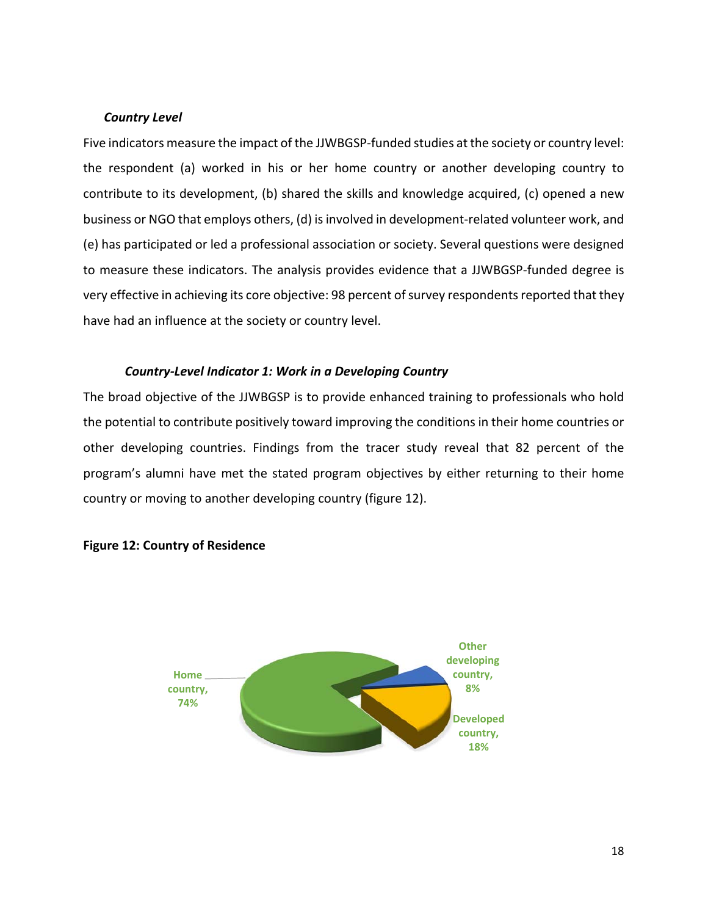### *Country Level*

Five indicators measure the impact of the JJWBGSP-funded studies at the society or country level: the respondent (a) worked in his or her home country or another developing country to contribute to its development, (b) shared the skills and knowledge acquired, (c) opened a new business or NGO that employs others, (d) is involved in development-related volunteer work, and (e) has participated or led a professional association or society. Several questions were designed to measure these indicators. The analysis provides evidence that a JJWBGSP-funded degree is very effective in achieving its core objective: 98 percent of survey respondents reported that they have had an influence at the society or country level.

#### *Country-Level Indicator 1: Work in a Developing Country*

The broad objective of the JJWBGSP is to provide enhanced training to professionals who hold the potential to contribute positively toward improving the conditions in their home countries or other developing countries. Findings from the tracer study reveal that 82 percent of the program's alumni have met the stated program objectives by either returning to their home country or moving to another developing country (figure 12).

**Figure 12: Country of Residence**

Home country, 74%

Other developing country, 8%

Developed country, 18%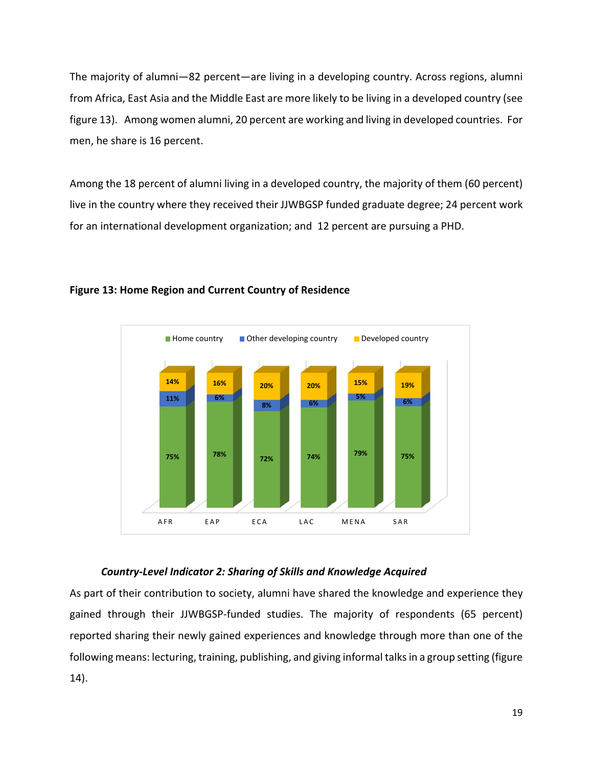The majority of alumni—82 percent—are living in a developing country. Across regions, alumni from Africa, East Asia and the Middle East are more likely to be living in a developed country (see figure 13). Among women alumni, 20 percent are working and living in developed countries. For men, he share is 16 percent.

Among the 18 percent of alumni living in a developed country, the majority of them (60 percent) live in the country where they received their JJWBGSP funded graduate degree; 24 percent work for an international development organization; and 12 percent are pursuing a PHD.

**Figure 13: Home Region and Current Country of Residence**

| | AFR | EAP | ECA | LAC | MENA | SAR |
|---|---|---|---|---|---|---|
| Home country | 75% | 78% | 72% | 74% | 79% | 75% |
| Other developing country | 11% | 6% | 8% | 6% | 5% | 6% |
| Developed country | 14% | 16% | 20% | 20% | 15% | 19% |

### *Country-Level Indicator 2: Sharing of Skills and Knowledge Acquired*

As part of their contribution to society, alumni have shared the knowledge and experience they gained through their JJWBGSP-funded studies. The majority of respondents (65 percent) reported sharing their newly gained experiences and knowledge through more than one of the following means: lecturing, training, publishing, and giving informal talks in a group setting (figure 14).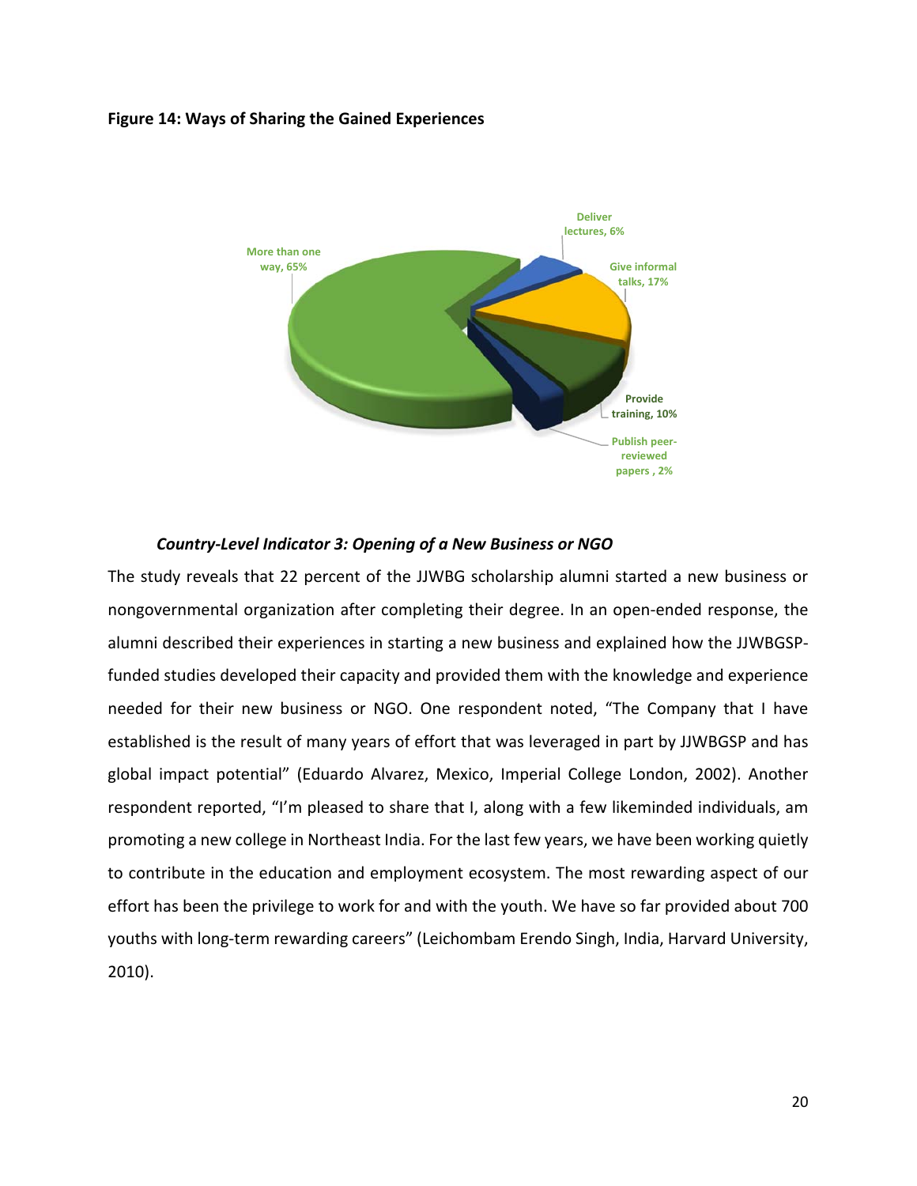**Figure 14: Ways of Sharing the Gained Experiences**

Deliver lectures, 6%

Give informal talks, 17%

Provide training, 10%

Publish peer-reviewed papers , 2%

More than one way, 65%

***Country-Level Indicator 3: Opening of a New Business or NGO***

The study reveals that 22 percent of the JJWBG scholarship alumni started a new business or nongovernmental organization after completing their degree. In an open-ended response, the alumni described their experiences in starting a new business and explained how the JJWBGSP-funded studies developed their capacity and provided them with the knowledge and experience needed for their new business or NGO. One respondent noted, "The Company that I have established is the result of many years of effort that was leveraged in part by JJWBGSP and has global impact potential" (Eduardo Alvarez, Mexico, Imperial College London, 2002). Another respondent reported, "I'm pleased to share that I, along with a few likeminded individuals, am promoting a new college in Northeast India. For the last few years, we have been working quietly to contribute in the education and employment ecosystem. The most rewarding aspect of our effort has been the privilege to work for and with the youth. We have so far provided about 700 youths with long-term rewarding careers" (Leichombam Erendo Singh, India, Harvard University, 2010).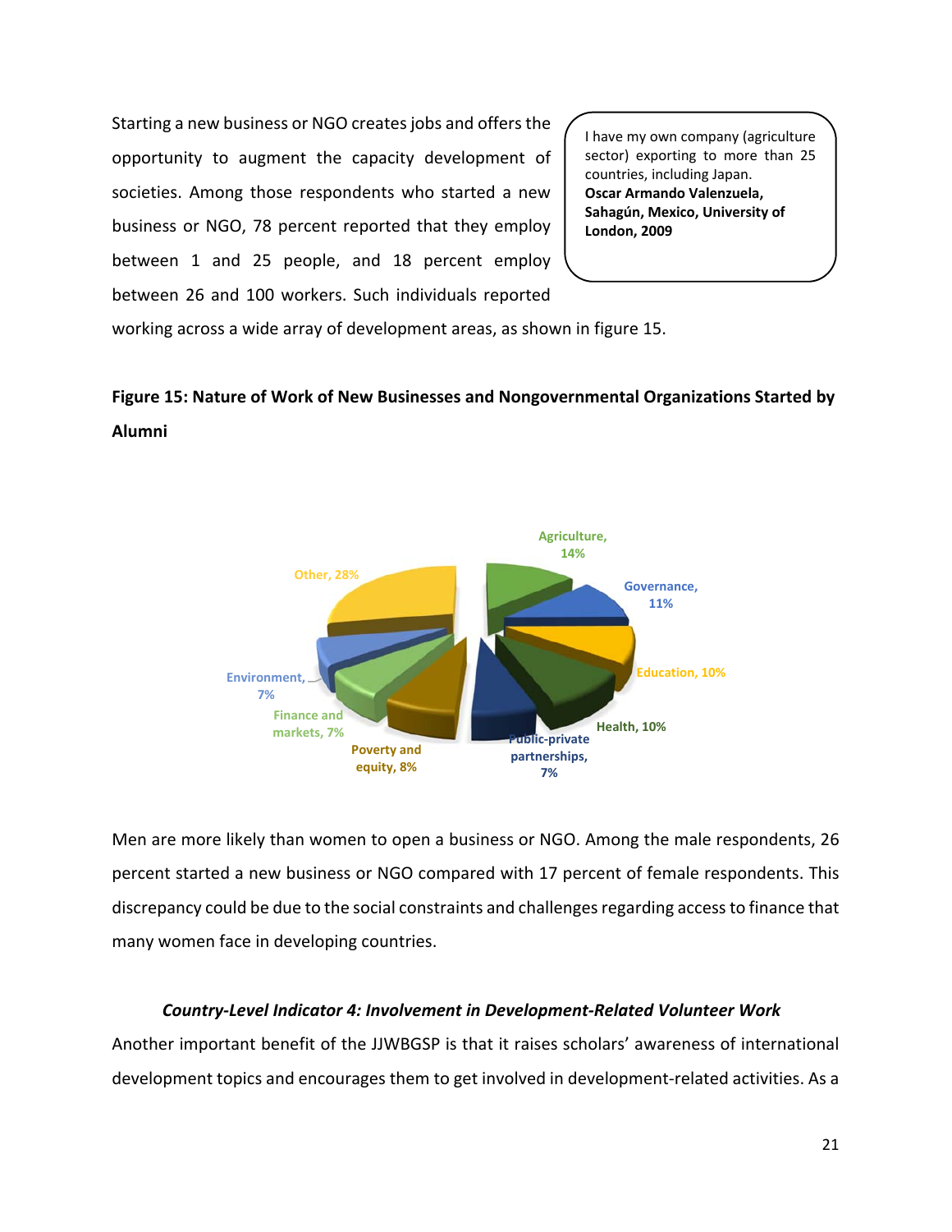Starting a new business or NGO creates jobs and offers the opportunity to augment the capacity development of societies. Among those respondents who started a new business or NGO, 78 percent reported that they employ between 1 and 25 people, and 18 percent employ between 26 and 100 workers. Such individuals reported working across a wide array of development areas, as shown in figure 15.

> I have my own company (agriculture sector) exporting to more than 25 countries, including Japan.
> **Oscar Armando Valenzuela, Sahagún, Mexico, University of London, 2009**

**Figure 15: Nature of Work of New Businesses and Nongovernmental Organizations Started by Alumni**

| Area | Percent |
|---|---|
| Agriculture | 14% |
| Governance | 11% |
| Education | 10% |
| Health | 10% |
| Public-private partnerships | 7% |
| Poverty and equity | 8% |
| Finance and markets | 7% |
| Environment | 7% |
| Other | 28% |

Men are more likely than women to open a business or NGO. Among the male respondents, 26 percent started a new business or NGO compared with 17 percent of female respondents. This discrepancy could be due to the social constraints and challenges regarding access to finance that many women face in developing countries.

***Country-Level Indicator 4: Involvement in Development-Related Volunteer Work***

Another important benefit of the JJWBGSP is that it raises scholars' awareness of international development topics and encourages them to get involved in development-related activities. As a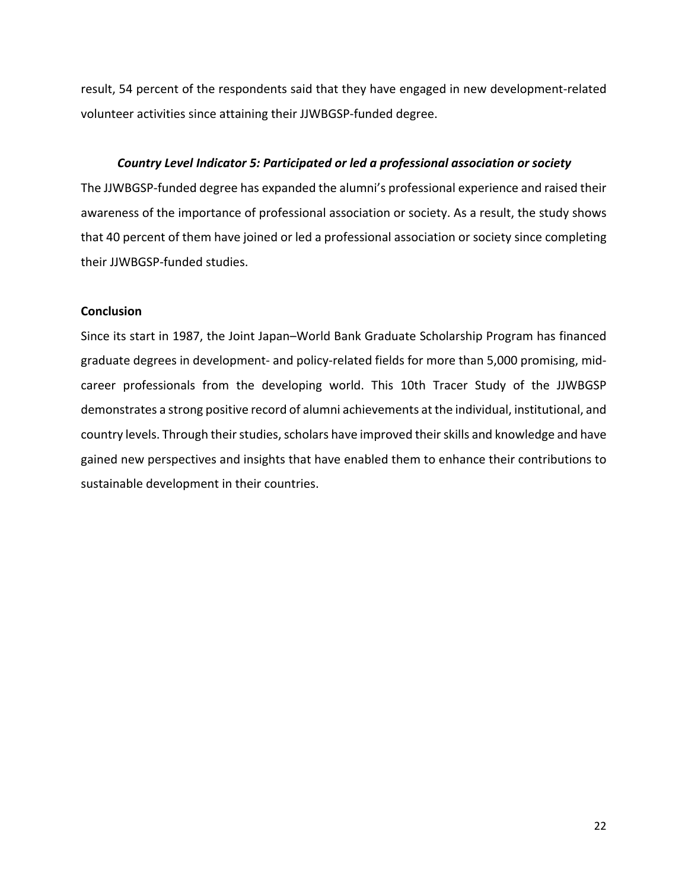result, 54 percent of the respondents said that they have engaged in new development-related volunteer activities since attaining their JJWBGSP-funded degree.

***Country Level Indicator 5: Participated or led a professional association or society***

The JJWBGSP-funded degree has expanded the alumni's professional experience and raised their awareness of the importance of professional association or society. As a result, the study shows that 40 percent of them have joined or led a professional association or society since completing their JJWBGSP-funded studies.

**Conclusion**

Since its start in 1987, the Joint Japan–World Bank Graduate Scholarship Program has financed graduate degrees in development- and policy-related fields for more than 5,000 promising, mid-career professionals from the developing world. This 10th Tracer Study of the JJWBGSP demonstrates a strong positive record of alumni achievements at the individual, institutional, and country levels. Through their studies, scholars have improved their skills and knowledge and have gained new perspectives and insights that have enabled them to enhance their contributions to sustainable development in their countries.